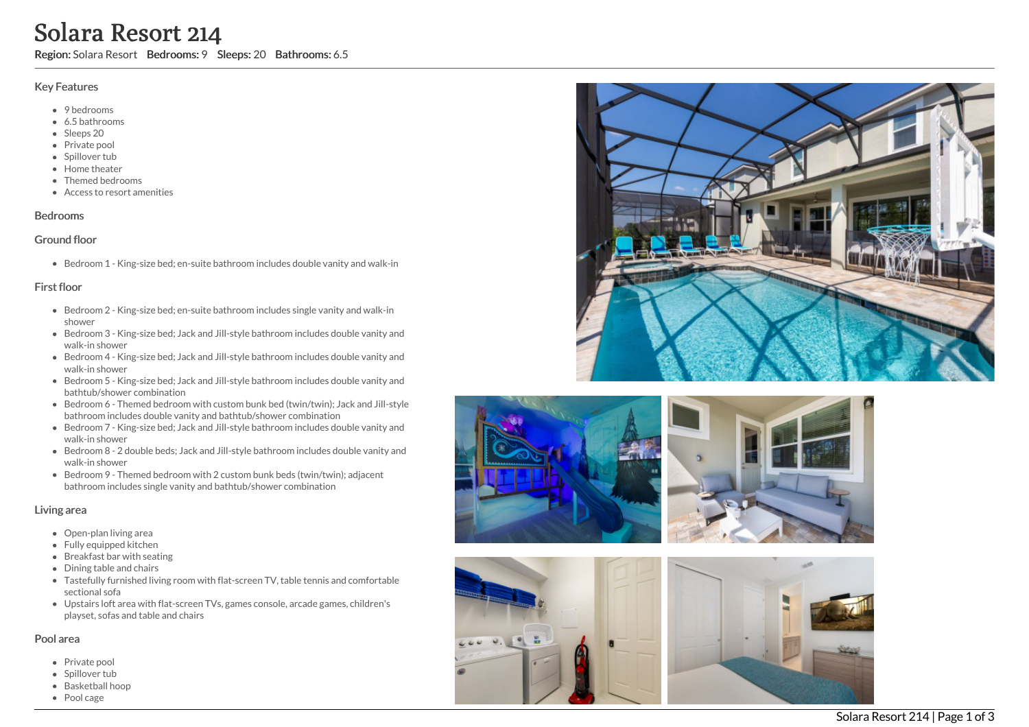# Solara Resort 214

**Region:** Solara Resort **Bedrooms:** 9 **Sleeps:** 20 **Bathrooms:** 6.5

## Key Features

- 9 bedrooms
- 6.5 bathrooms
- Sleeps 20
- Private pool
- Spillover tub
- Home theater
- Themed bedrooms
- Access to resort amenities

## Bedrooms

### Ground floor

- Bedroom 1 - King-size bed; en-suite bathroom includes double vanity and walk-in

### First floor

- Bedroom 2 - King-size bed; en-suite bathroom includes single vanity and walk-in shower
- Bedroom 3 - King-size bed; Jack and Jill-style bathroom includes double vanity and walk-in shower
- Bedroom 4 - King-size bed; Jack and Jill-style bathroom includes double vanity and walk-in shower
- Bedroom 5 - King-size bed; Jack and Jill-style bathroom includes double vanity and bathtub/shower combination
- Bedroom 6 - Themed bedroom with custom bunk bed (twin/twin); Jack and Jill-style bathroom includes double vanity and bathtub/shower combination
- Bedroom 7 - King-size bed; Jack and Jill-style bathroom includes double vanity and walk-in shower
- Bedroom 8 - 2 double beds; Jack and Jill-style bathroom includes double vanity and walk-in shower
- Bedroom 9 - Themed bedroom with 2 custom bunk beds (twin/twin); adjacent bathroom includes single vanity and bathtub/shower combination

## Living area

- Open-plan living area
- Fully equipped kitchen
- Breakfast bar with seating
- Dining table and chairs
- Tastefully furnished living room with flat-screen TV, table tennis and comfortable sectional sofa
- Upstairs loft area with flat-screen TVs, games console, arcade games, children's playset, sofas and table and chairs

## Pool area

- Private pool
- Spillover tub
- Basketball hoop
- Pool cage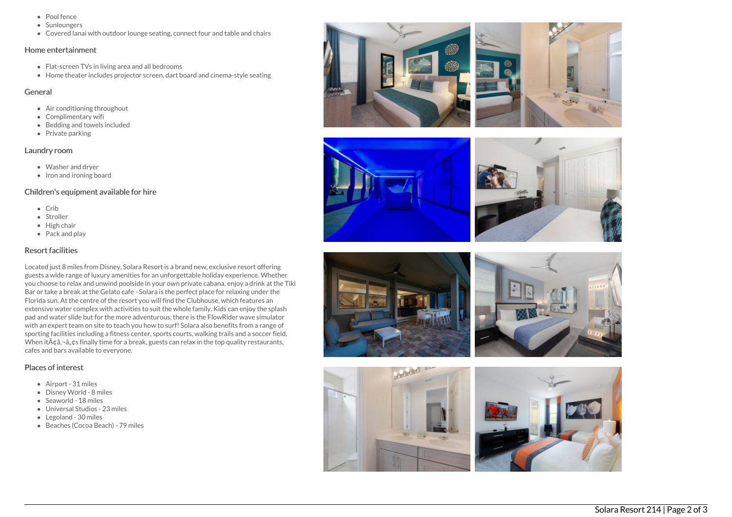- Pool fence
- Sunloungers
- Covered lanai with outdoor lounge seating, connect four and table and chairs

## Home entertainment

- Flat-screen TVs in living area and all bedrooms
- Home theater includes projector screen, dart board and cinema-style seating

## General

- Air conditioning throughout
- Complimentary wifi
- Bedding and towels included
- Private parking

## Laundry room

- Washer and dryer
- Iron and ironing board

## Children's equipment available for hire

- Crib
- Stroller
- High chair
- Pack and play

## Resort facilities

Located just 8 miles from Disney, Solara Resort is a brand new, exclusive resort offering guests a wide range of luxury amenities for an unforgettable holiday experience. Whether you choose to relax and unwind poolside in your own private cabana, enjoy a drink at the Tiki Bar or take a break at the Gelato cafe - Solara is the perfect place for relaxing under the Florida sun. At the centre of the resort you will find the Clubhouse, which features an extensive water complex with activities to suit the whole family. Kids can enjoy the splash pad and water slide but for the more adventurous, there is the FlowRider wave simulator with an expert team on site to teach you how to surf! Solara also benefits from a range of sporting facilities including a fitness center, sports courts, walking trails and a soccer field. When itÃ¢â‚¬â„¢s finally time for a break, guests can relax in the top quality restaurants, cafes and bars available to everyone.

## Places of interest

- Airport - 31 miles
- Disney World - 8 miles
- Seaworld - 18 miles
- Universal Studios - 23 miles
- Legoland - 30 miles
- Beaches (Cocoa Beach) - 79 miles